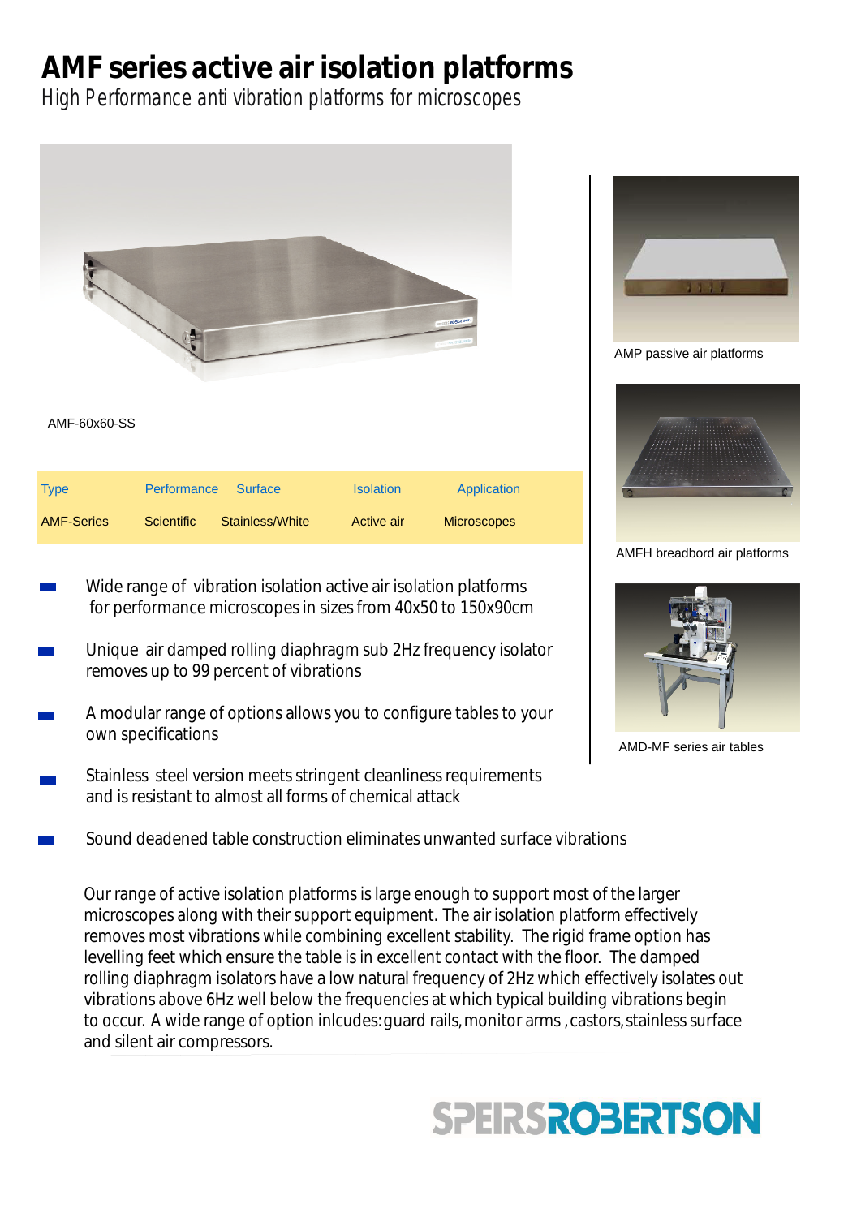# AMF series active air isolation platforms

*High Performance anti vibration platforms for microscopes*

AMF-60x60-SS

| Type | Performance | Surface | Isolation | Application |
|---|---|---|---|---|
| AMF-Series | Scientific | Stainless/White | Active air | Microscopes |

- Wide range of vibration isolation active air isolation platforms for performance microscopes in sizes from 40x50 to 150x90cm
- Unique air damped rolling diaphragm sub 2Hz frequency isolator removes up to 99 percent of vibrations
- A modular range of options allows you to configure tables to your own specifications
- Stainless steel version meets stringent cleanliness requirements and is resistant to almost all forms of chemical attack
- Sound deadened table construction eliminates unwanted surface vibrations

Our range of active isolation platforms is large enough to support most of the larger microscopes along with their support equipment. The air isolation platform effectively removes most vibrations while combining excellent stability. The rigid frame option has levelling feet which ensure the table is in excellent contact with the floor. The damped rolling diaphragm isolators have a low natural frequency of 2Hz which effectively isolates out vibrations above 6Hz well below the frequencies at which typical building vibrations begin to occur. A wide range of option inlcudes: guard rails, monitor arms , castors, stainless surface and silent air compressors.

AMP passive air platforms

AMFH breadbord air platforms

AMD-MF series air tables

SPEIRSROBERTSON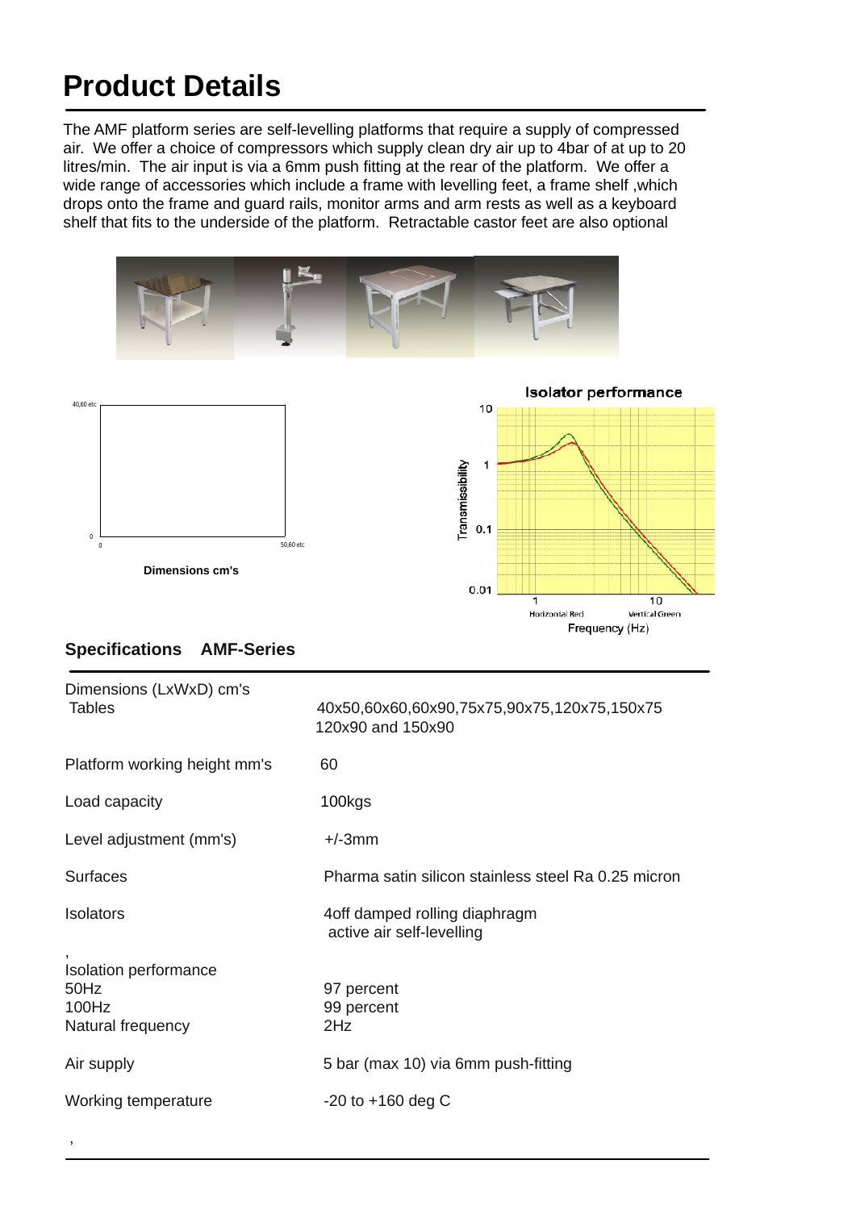# Product Details

The AMF platform series are self-levelling platforms that require a supply of compressed air. We offer a choice of compressors which supply clean dry air up to 4bar of at up to 20 litres/min. The air input is via a 6mm push fitting at the rear of the platform. We offer a wide range of accessories which include a frame with levelling feet, a frame shelf ,which drops onto the frame and guard rails, monitor arms and arm rests as well as a keyboard shelf that fits to the underside of the platform. Retractable castor feet are also optional

40,60 etc
0
0
50,60 etc

**Dimensions cm's**

**Isolator performance**

Transmissibility

10
1
0.1
0.01

1
10

Horizontal Red
Vertical Green

Frequency (Hz)

## Specifications AMF-Series

| | |
|---|---|
| Dimensions (LxWxD) cm's<br>Tables | 40x50,60x60,60x90,75x75,90x75,120x75,150x75<br>120x90 and 150x90 |
| Platform working height mm's | 60 |
| Load capacity | 100kgs |
| Level adjustment (mm's) | +/-3mm |
| Surfaces | Pharma satin silicon stainless steel Ra 0.25 micron |
| Isolators | 4off damped rolling diaphragm<br>active air self-levelling |
| Isolation performance<br>50Hz<br>100Hz<br>Natural frequency | <br>97 percent<br>99 percent<br>2Hz |
| Air supply | 5 bar (max 10) via 6mm push-fitting |
| Working temperature | -20 to +160 deg C |